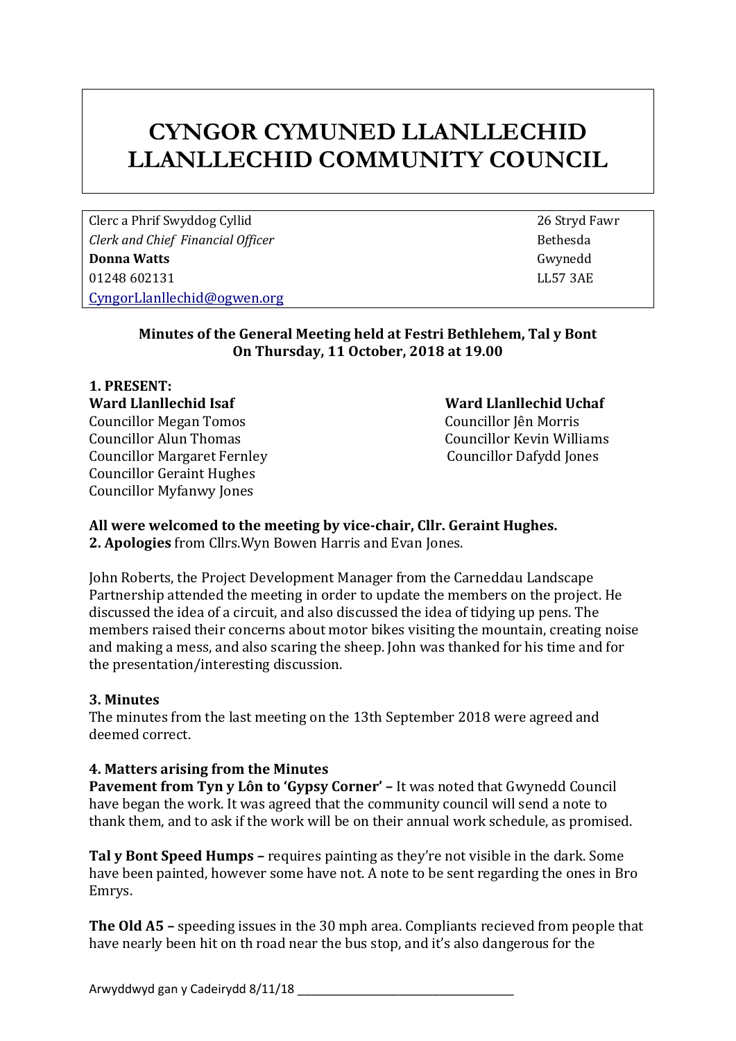# CYNGOR CYMUNED LLANLLECHID
# LLANLLECHID COMMUNITY COUNCIL

Clerc a Phrif Swyddog Cyllid
*Clerk and Chief Financial Officer*
**Donna Watts**
01248 602131
CyngorLlanllechid@ogwen.org

26 Stryd Fawr
Bethesda
Gwynedd
LL57 3AE

**Minutes of the General Meeting held at Festri Bethlehem, Tal y Bont On Thursday, 11 October, 2018 at 19.00**

**1. PRESENT:**

**Ward Llanllechid Isaf**
Councillor Megan Tomos
Councillor Alun Thomas
Councillor Margaret Fernley
Councillor Geraint Hughes
Councillor Myfanwy Jones

**Ward Llanllechid Uchaf**
Councillor Jên Morris
Councillor Kevin Williams
Councillor Dafydd Jones

**All were welcomed to the meeting by vice-chair, Cllr. Geraint Hughes.**

**2. Apologies** from Cllrs.Wyn Bowen Harris and Evan Jones.

John Roberts, the Project Development Manager from the Carneddau Landscape Partnership attended the meeting in order to update the members on the project. He discussed the idea of a circuit, and also discussed the idea of tidying up pens. The members raised their concerns about motor bikes visiting the mountain, creating noise and making a mess, and also scaring the sheep. John was thanked for his time and for the presentation/interesting discussion.

**3. Minutes**

The minutes from the last meeting on the 13th September 2018 were agreed and deemed correct.

**4. Matters arising from the Minutes**

**Pavement from Tyn y Lôn to 'Gypsy Corner' –** It was noted that Gwynedd Council have began the work. It was agreed that the community council will send a note to thank them, and to ask if the work will be on their annual work schedule, as promised.

**Tal y Bont Speed Humps –** requires painting as they're not visible in the dark. Some have been painted, however some have not. A note to be sent regarding the ones in Bro Emrys.

**The Old A5 –** speeding issues in the 30 mph area. Compliants recieved from people that have nearly been hit on th road near the bus stop, and it's also dangerous for the

Arwyddwyd gan y Cadeirydd 8/11/18 ___________________________________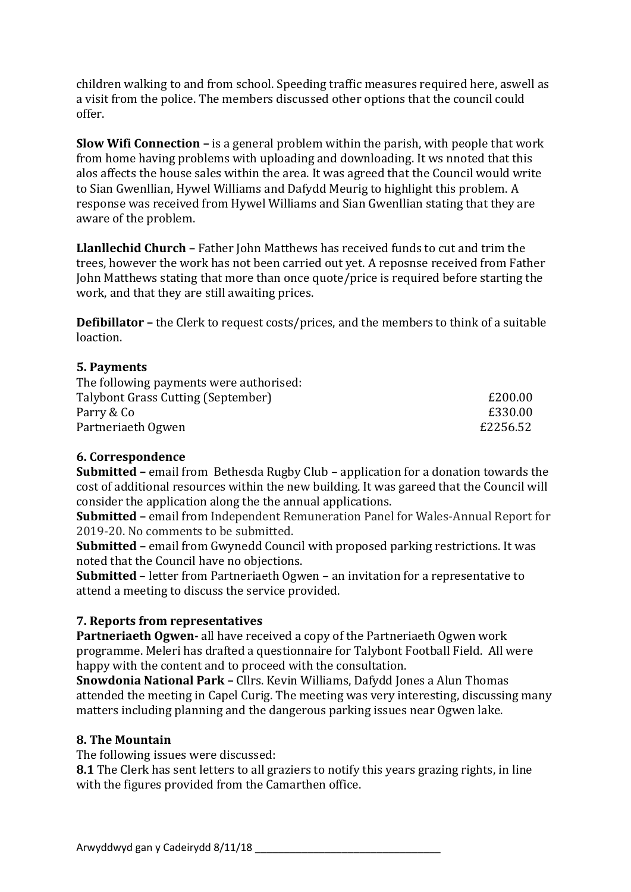children walking to and from school. Speeding traffic measures required here, aswell as a visit from the police. The members discussed other options that the council could offer.

**Slow Wifi Connection –** is a general problem within the parish, with people that work from home having problems with uploading and downloading. It ws nnoted that this alos affects the house sales within the area. It was agreed that the Council would write to Sian Gwenllian, Hywel Williams and Dafydd Meurig to highlight this problem. A response was received from Hywel Williams and Sian Gwenllian stating that they are aware of the problem.

**Llanllechid Church –** Father John Matthews has received funds to cut and trim the trees, however the work has not been carried out yet. A reposnse received from Father John Matthews stating that more than once quote/price is required before starting the work, and that they are still awaiting prices.

**Defibillator –** the Clerk to request costs/prices, and the members to think of a suitable loaction.

### 5. Payments

The following payments were authorised:

| | |
|---|---|
| Talybont Grass Cutting (September) | £200.00 |
| Parry & Co | £330.00 |
| Partneriaeth Ogwen | £2256.52 |

### 6. Correspondence

**Submitted –** email from Bethesda Rugby Club – application for a donation towards the cost of additional resources within the new building. It was gareed that the Council will consider the application along the the annual applications.
**Submitted –** email from Independent Remuneration Panel for Wales-Annual Report for 2019-20. No comments to be submitted.
**Submitted –** email from Gwynedd Council with proposed parking restrictions. It was noted that the Council have no objections.
**Submitted** – letter from Partneriaeth Ogwen – an invitation for a representative to attend a meeting to discuss the service provided.

### 7. Reports from representatives

**Partneriaeth Ogwen-** all have received a copy of the Partneriaeth Ogwen work programme. Meleri has drafted a questionnaire for Talybont Football Field. All were happy with the content and to proceed with the consultation.
**Snowdonia National Park –** Cllrs. Kevin Williams, Dafydd Jones a Alun Thomas attended the meeting in Capel Curig. The meeting was very interesting, discussing many matters including planning and the dangerous parking issues near Ogwen lake.

### 8. The Mountain

The following issues were discussed:
**8.1** The Clerk has sent letters to all graziers to notify this years grazing rights, in line with the figures provided from the Camarthen office.

Arwyddwyd gan y Cadeirydd 8/11/18 ___________________________________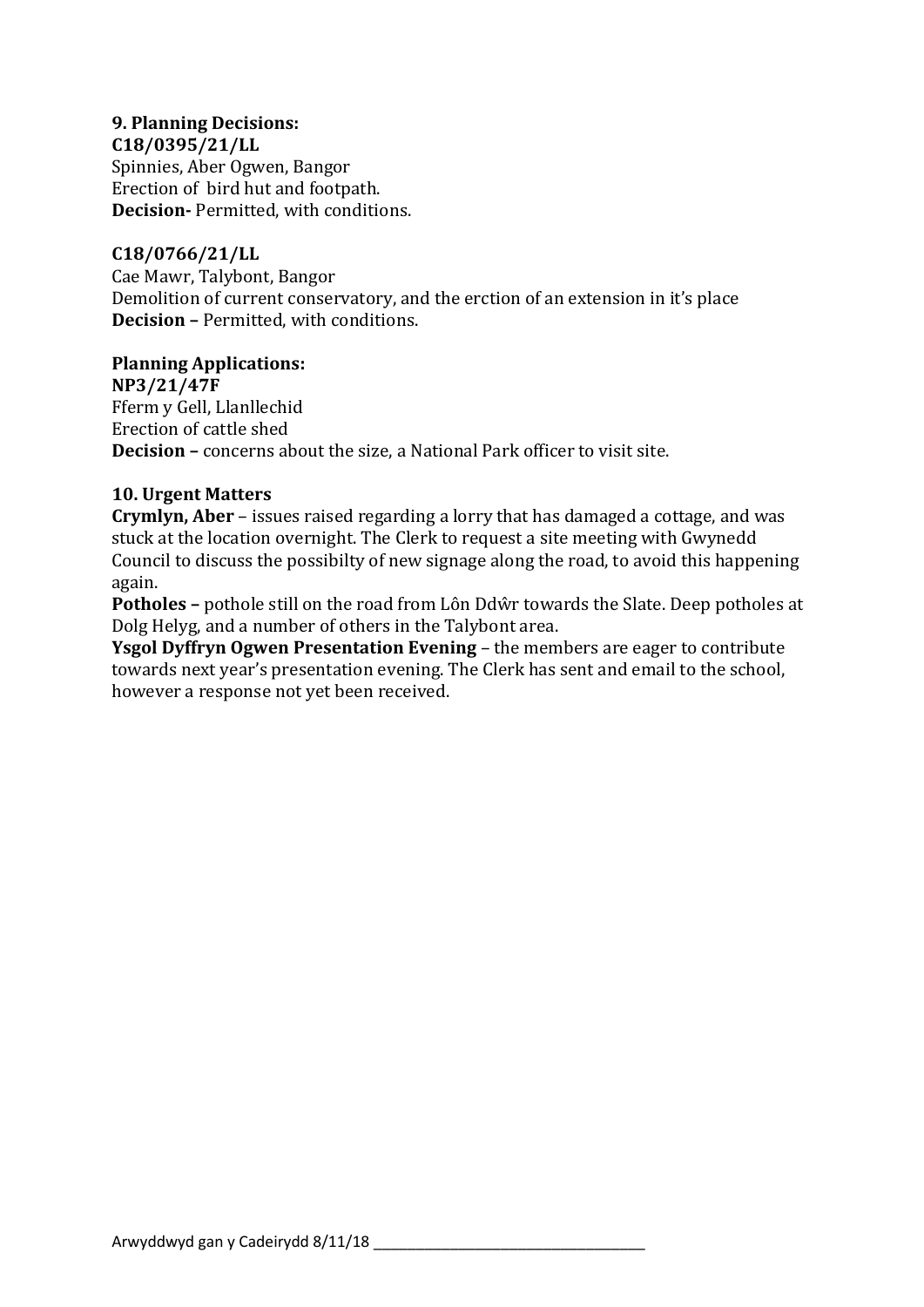**9. Planning Decisions:**

**C18/0395/21/LL**
Spinnies, Aber Ogwen, Bangor
Erection of bird hut and footpath.
**Decision-** Permitted, with conditions.

**C18/0766/21/LL**
Cae Mawr, Talybont, Bangor
Demolition of current conservatory, and the erction of an extension in it's place
**Decision –** Permitted, with conditions.

**Planning Applications:**

**NP3/21/47F**
Fferm y Gell, Llanllechid
Erection of cattle shed
**Decision –** concerns about the size, a National Park officer to visit site.

**10. Urgent Matters**

**Crymlyn, Aber** – issues raised regarding a lorry that has damaged a cottage, and was stuck at the location overnight. The Clerk to request a site meeting with Gwynedd Council to discuss the possibilty of new signage along the road, to avoid this happening again.

**Potholes –** pothole still on the road from Lôn Ddŵr towards the Slate. Deep potholes at Dolg Helyg, and a number of others in the Talybont area.

**Ysgol Dyffryn Ogwen Presentation Evening** – the members are eager to contribute towards next year's presentation evening. The Clerk has sent and email to the school, however a response not yet been received.

Arwyddwyd gan y Cadeirydd 8/11/18 ________________________________